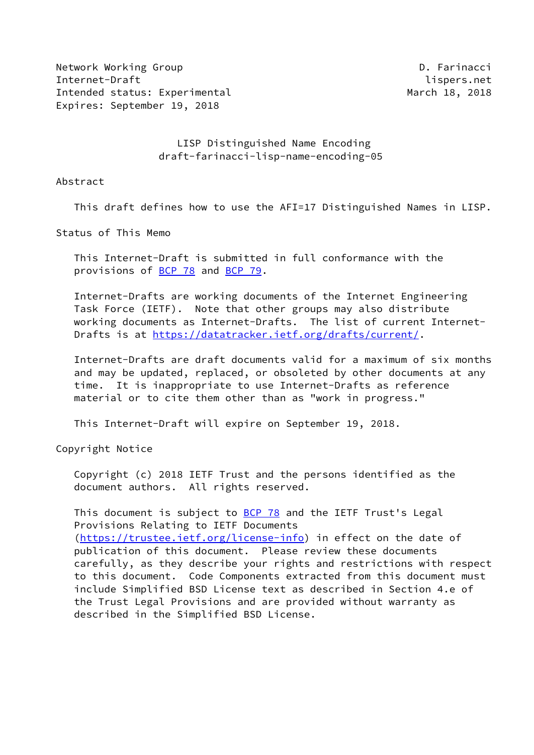Network Working Group D. Farinacci
Internet-Draft lispers.net
Intended status: Experimental March 18, 2018
Expires: September 19, 2018

# LISP Distinguished Name Encoding
## draft-farinacci-lisp-name-encoding-05

## Abstract

This draft defines how to use the AFI=17 Distinguished Names in LISP.

## Status of This Memo

This Internet-Draft is submitted in full conformance with the provisions of BCP 78 and BCP 79.

Internet-Drafts are working documents of the Internet Engineering Task Force (IETF). Note that other groups may also distribute working documents as Internet-Drafts. The list of current Internet-Drafts is at https://datatracker.ietf.org/drafts/current/.

Internet-Drafts are draft documents valid for a maximum of six months and may be updated, replaced, or obsoleted by other documents at any time. It is inappropriate to use Internet-Drafts as reference material or to cite them other than as "work in progress."

This Internet-Draft will expire on September 19, 2018.

## Copyright Notice

Copyright (c) 2018 IETF Trust and the persons identified as the document authors. All rights reserved.

This document is subject to BCP 78 and the IETF Trust's Legal Provisions Relating to IETF Documents (https://trustee.ietf.org/license-info) in effect on the date of publication of this document. Please review these documents carefully, as they describe your rights and restrictions with respect to this document. Code Components extracted from this document must include Simplified BSD License text as described in Section 4.e of the Trust Legal Provisions and are provided without warranty as described in the Simplified BSD License.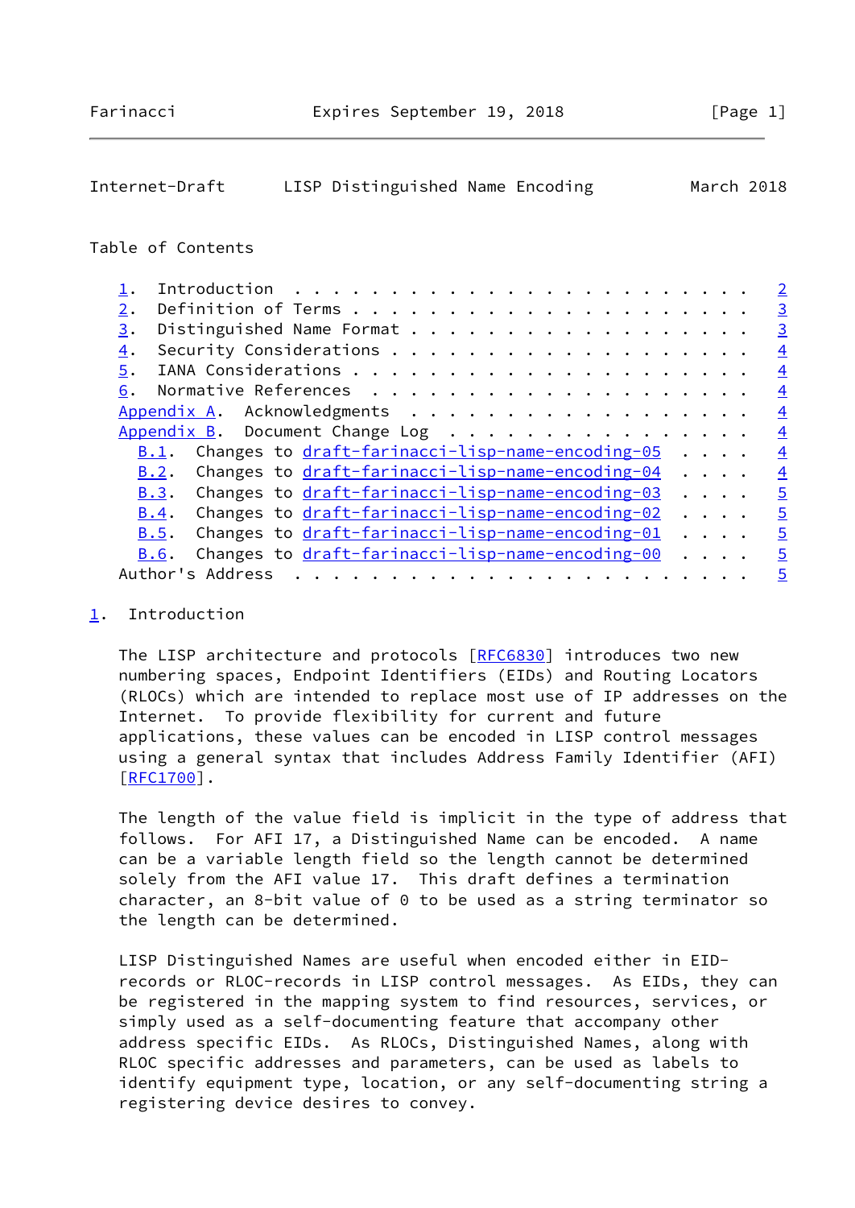## Table of Contents

- 1. Introduction . . . . . . . . . . . . . . . . . . . . . . . . 2
- 2. Definition of Terms . . . . . . . . . . . . . . . . . . . . . 3
- 3. Distinguished Name Format . . . . . . . . . . . . . . . . . . 3
- 4. Security Considerations . . . . . . . . . . . . . . . . . . . 4
- 5. IANA Considerations . . . . . . . . . . . . . . . . . . . . . 4
- 6. Normative References . . . . . . . . . . . . . . . . . . . . 4
- Appendix A. Acknowledgments . . . . . . . . . . . . . . . . . . 4
- Appendix B. Document Change Log . . . . . . . . . . . . . . . . 4
  - B.1. Changes to draft-farinacci-lisp-name-encoding-05 . . . . 4
  - B.2. Changes to draft-farinacci-lisp-name-encoding-04 . . . . 4
  - B.3. Changes to draft-farinacci-lisp-name-encoding-03 . . . . 5
  - B.4. Changes to draft-farinacci-lisp-name-encoding-02 . . . . 5
  - B.5. Changes to draft-farinacci-lisp-name-encoding-01 . . . . 5
  - B.6. Changes to draft-farinacci-lisp-name-encoding-00 . . . . 5
- Author's Address . . . . . . . . . . . . . . . . . . . . . . . . 5

## 1. Introduction

The LISP architecture and protocols [RFC6830] introduces two new numbering spaces, Endpoint Identifiers (EIDs) and Routing Locators (RLOCs) which are intended to replace most use of IP addresses on the Internet. To provide flexibility for current and future applications, these values can be encoded in LISP control messages using a general syntax that includes Address Family Identifier (AFI) [RFC1700].

The length of the value field is implicit in the type of address that follows. For AFI 17, a Distinguished Name can be encoded. A name can be a variable length field so the length cannot be determined solely from the AFI value 17. This draft defines a termination character, an 8-bit value of 0 to be used as a string terminator so the length can be determined.

LISP Distinguished Names are useful when encoded either in EID-records or RLOC-records in LISP control messages. As EIDs, they can be registered in the mapping system to find resources, services, or simply used as a self-documenting feature that accompany other address specific EIDs. As RLOCs, Distinguished Names, along with RLOC specific addresses and parameters, can be used as labels to identify equipment type, location, or any self-documenting string a registering device desires to convey.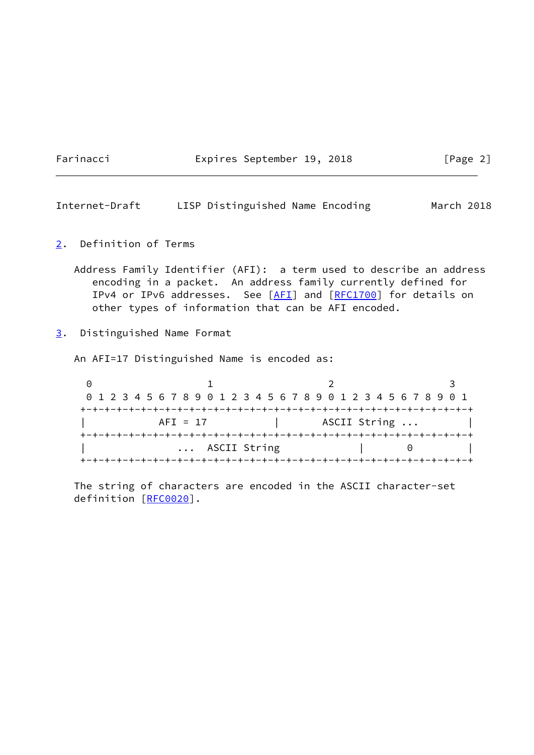## 2. Definition of Terms

Address Family Identifier (AFI): a term used to describe an address encoding in a packet. An address family currently defined for IPv4 or IPv6 addresses. See [AFI] and [RFC1700] for details on other types of information that can be AFI encoded.

## 3. Distinguished Name Format

An AFI=17 Distinguished Name is encoded as:

```
 0                   1                   2                   3
 0 1 2 3 4 5 6 7 8 9 0 1 2 3 4 5 6 7 8 9 0 1 2 3 4 5 6 7 8 9 0 1
+-+-+-+-+-+-+-+-+-+-+-+-+-+-+-+-+-+-+-+-+-+-+-+-+-+-+-+-+-+-+-+-+
|            AFI = 17           |       ASCII String ...        |
+-+-+-+-+-+-+-+-+-+-+-+-+-+-+-+-+-+-+-+-+-+-+-+-+-+-+-+-+-+-+-+-+
|                 ...  ASCII String         |         0         |
+-+-+-+-+-+-+-+-+-+-+-+-+-+-+-+-+-+-+-+-+-+-+-+-+-+-+-+-+-+-+-+-+
```

The string of characters are encoded in the ASCII character-set definition [RFC0020].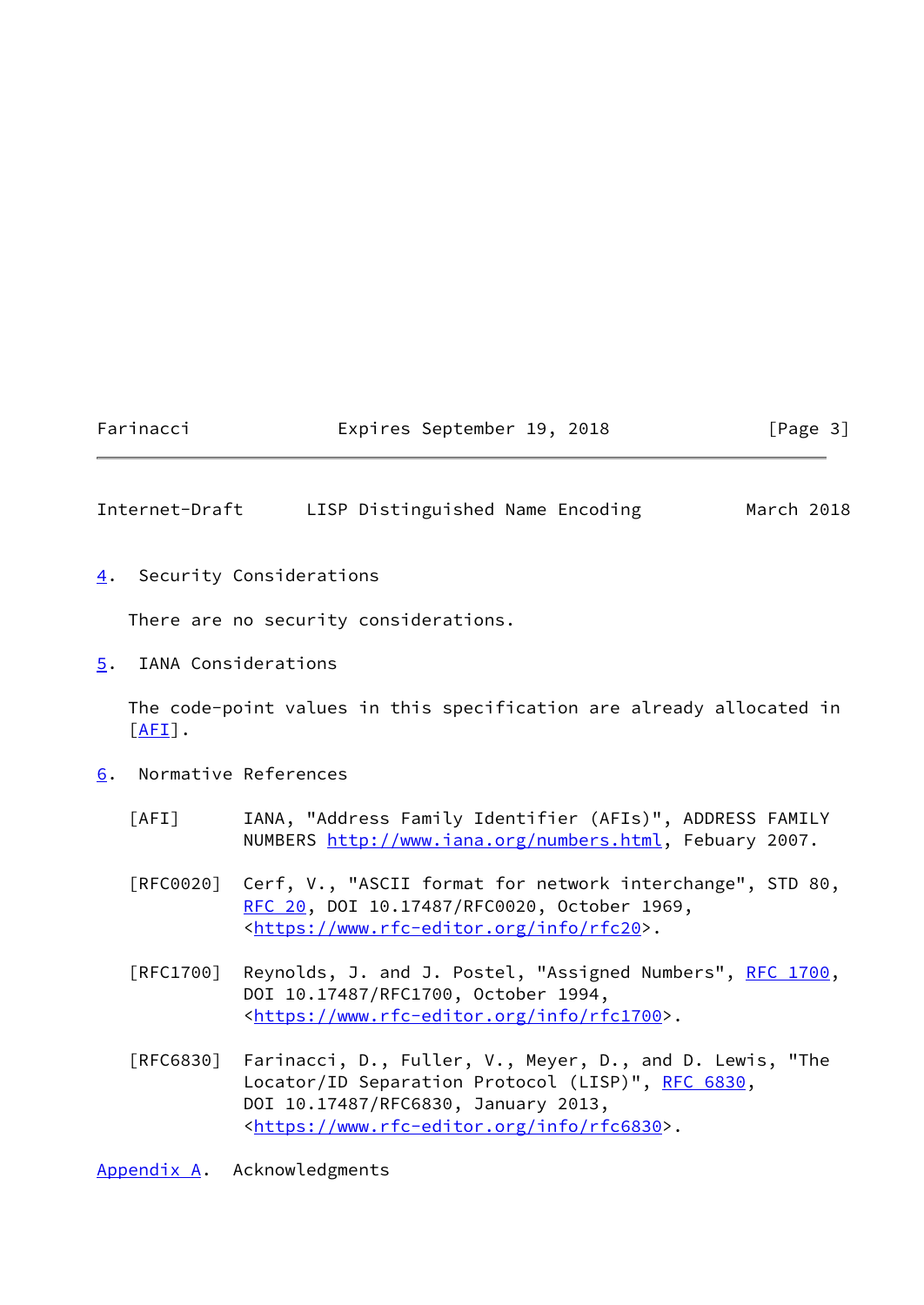## 4. Security Considerations

There are no security considerations.

## 5. IANA Considerations

The code-point values in this specification are already allocated in [AFI].

## 6. Normative References

[AFI] IANA, "Address Family Identifier (AFIs)", ADDRESS FAMILY NUMBERS http://www.iana.org/numbers.html, Febuary 2007.

[RFC0020] Cerf, V., "ASCII format for network interchange", STD 80, RFC 20, DOI 10.17487/RFC0020, October 1969, <https://www.rfc-editor.org/info/rfc20>.

[RFC1700] Reynolds, J. and J. Postel, "Assigned Numbers", RFC 1700, DOI 10.17487/RFC1700, October 1994, <https://www.rfc-editor.org/info/rfc1700>.

[RFC6830] Farinacci, D., Fuller, V., Meyer, D., and D. Lewis, "The Locator/ID Separation Protocol (LISP)", RFC 6830, DOI 10.17487/RFC6830, January 2013, <https://www.rfc-editor.org/info/rfc6830>.

## Appendix A. Acknowledgments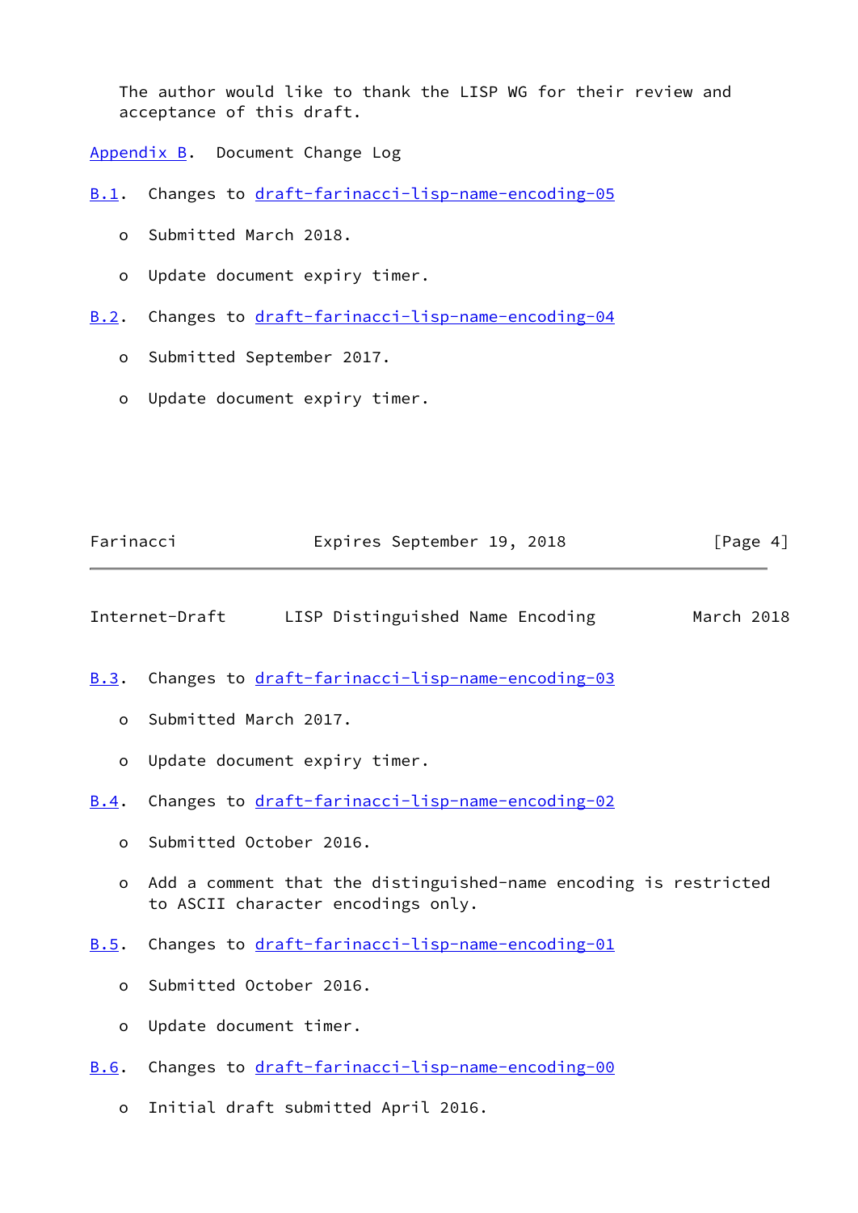The author would like to thank the LISP WG for their review and acceptance of this draft.

# Appendix B. Document Change Log

## B.1. Changes to draft-farinacci-lisp-name-encoding-05

- Submitted March 2018.
- Update document expiry timer.

## B.2. Changes to draft-farinacci-lisp-name-encoding-04

- Submitted September 2017.
- Update document expiry timer.

## B.3. Changes to draft-farinacci-lisp-name-encoding-03

- Submitted March 2017.
- Update document expiry timer.

## B.4. Changes to draft-farinacci-lisp-name-encoding-02

- Submitted October 2016.
- Add a comment that the distinguished-name encoding is restricted to ASCII character encodings only.

## B.5. Changes to draft-farinacci-lisp-name-encoding-01

- Submitted October 2016.
- Update document timer.

## B.6. Changes to draft-farinacci-lisp-name-encoding-00

- Initial draft submitted April 2016.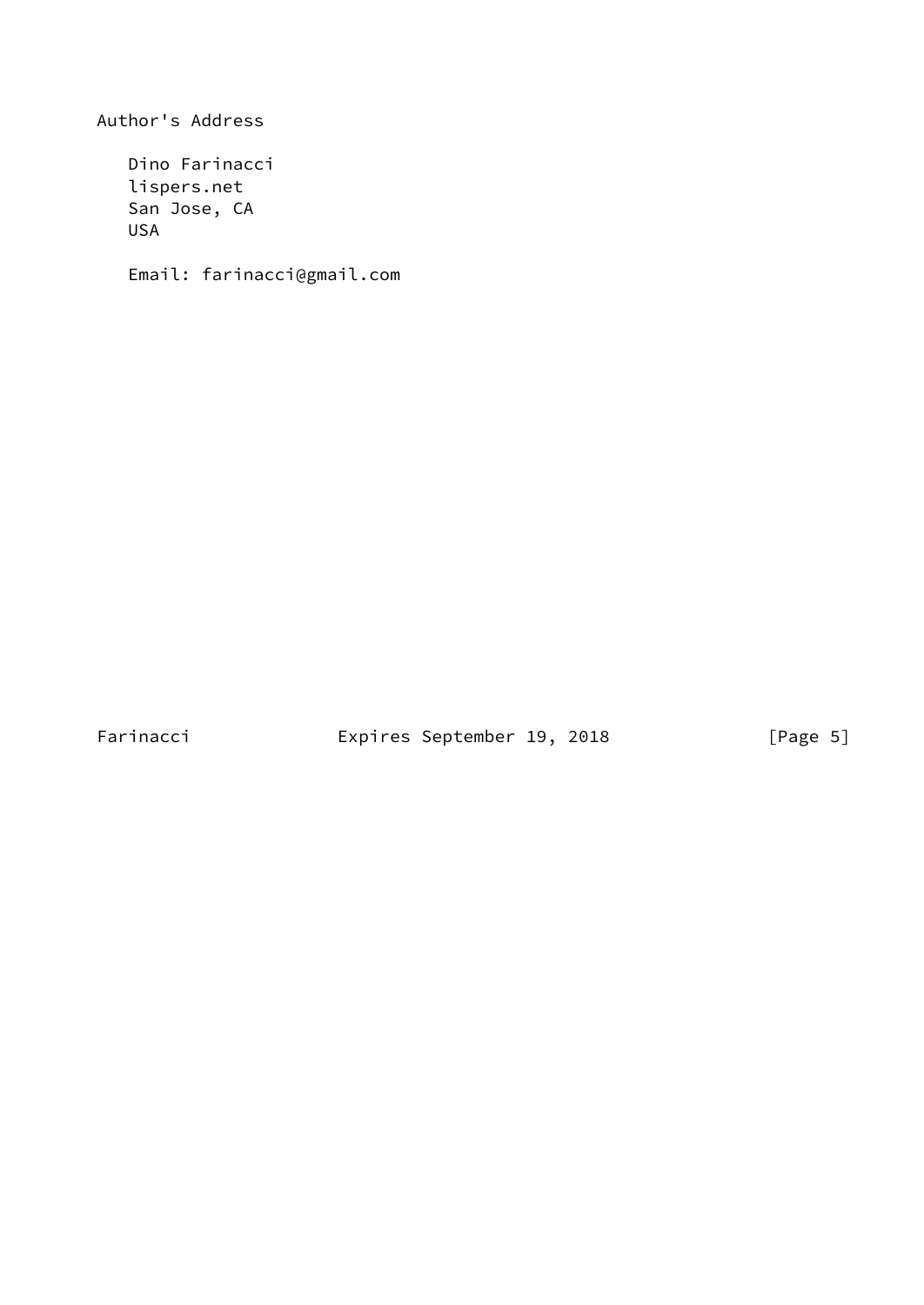## Author's Address

Dino Farinacci
lispers.net
San Jose, CA
USA

Email: farinacci@gmail.com